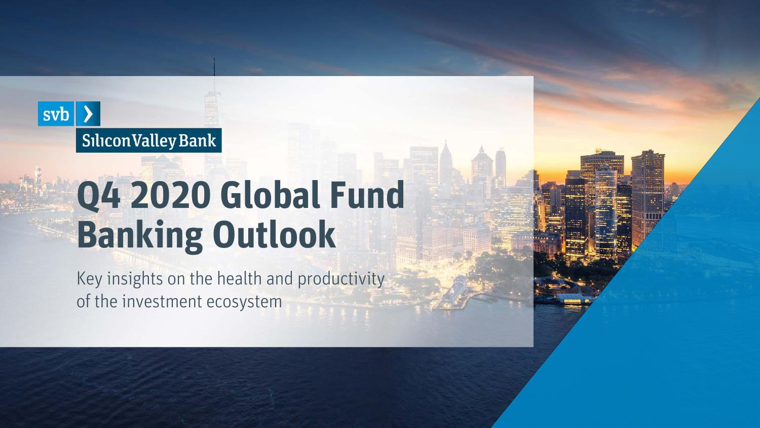svb Silicon Valley Bank

# Q4 2020 Global Fund Banking Outlook

Key insights on the health and productivity of the investment ecosystem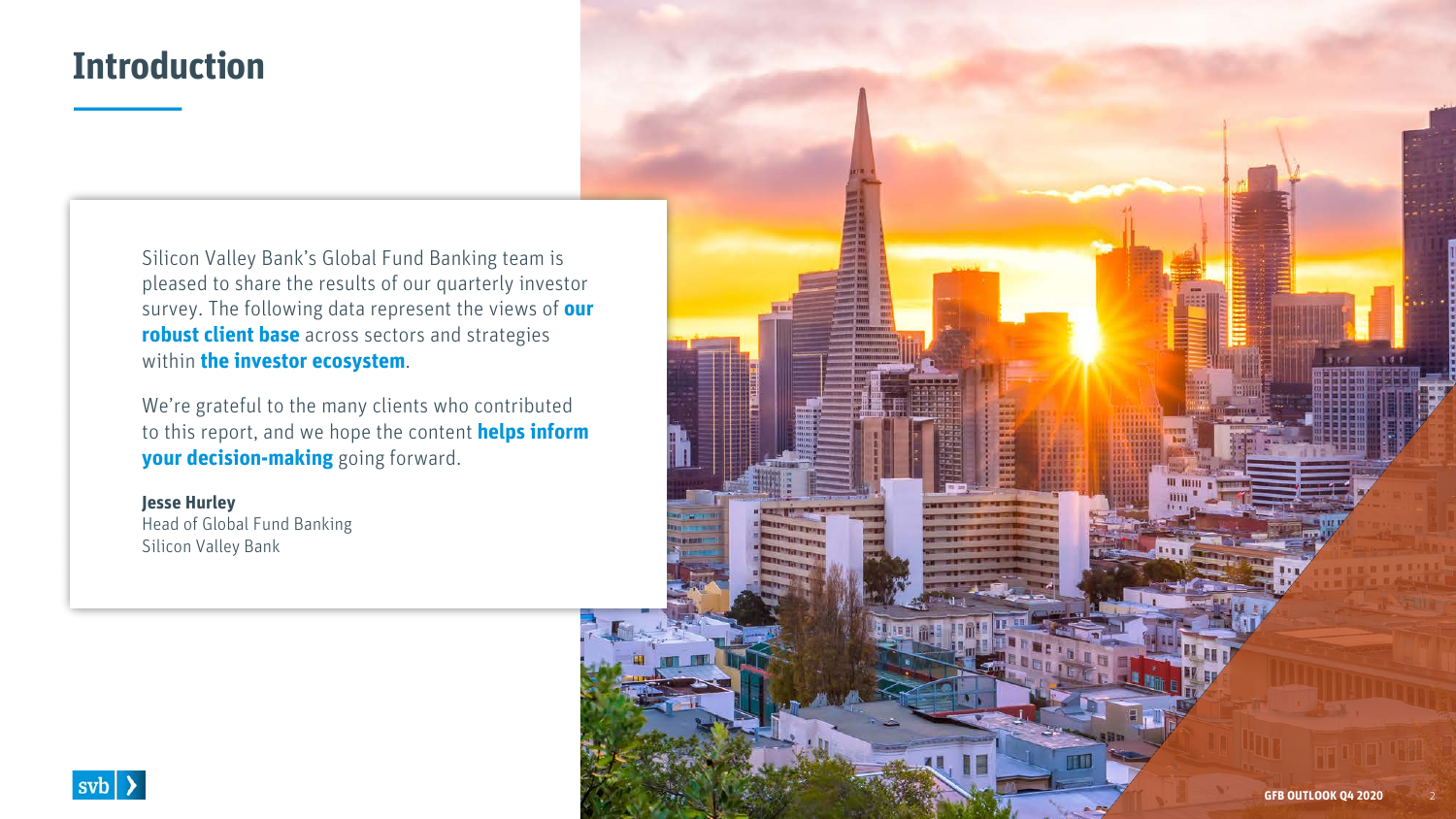# Introduction

Silicon Valley Bank's Global Fund Banking team is pleased to share the results of our quarterly investor survey. The following data represent the views of **our robust client base** across sectors and strategies within **the investor ecosystem**.

We're grateful to the many clients who contributed to this report, and we hope the content **helps inform your decision-making** going forward.

**Jesse Hurley**
Head of Global Fund Banking
Silicon Valley Bank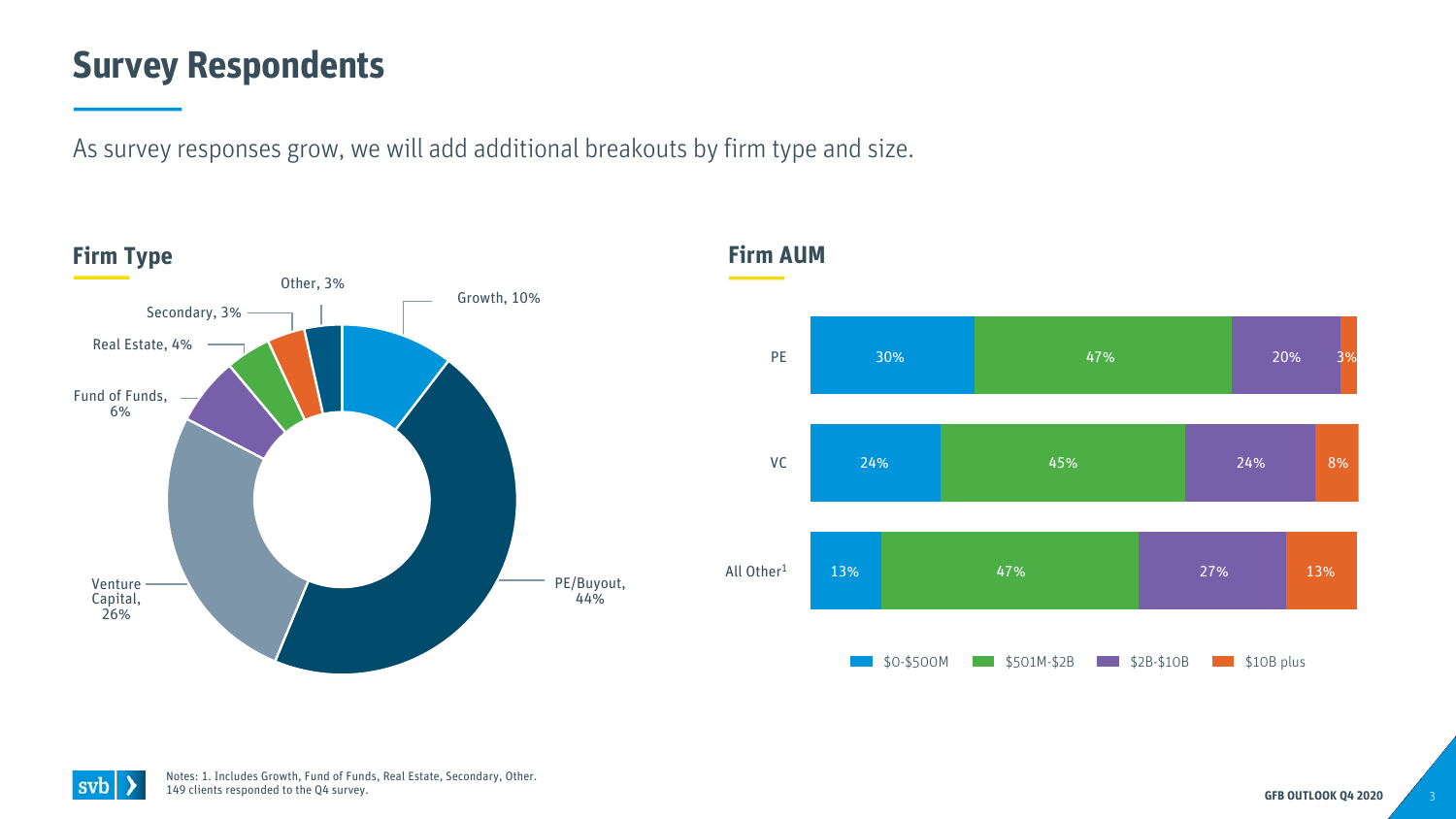# Survey Respondents

As survey responses grow, we will add additional breakouts by firm type and size.

## Firm Type

| Firm Type | Share |
|---|---|
| PE/Buyout | 44% |
| Venture Capital | 26% |
| Growth | 10% |
| Fund of Funds | 6% |
| Real Estate | 4% |
| Secondary | 3% |
| Other | 3% |

## Firm AUM

| | $0-$500M | $501M-$2B | $2B-$10B | $10B plus |
|---|---|---|---|---|
| PE | 30% | 47% | 20% | 3% |
| VC | 24% | 45% | 24% | 8% |
| All Other[1] | 13% | 47% | 27% | 13% |

Notes: 1. Includes Growth, Fund of Funds, Real Estate, Secondary, Other.
149 clients responded to the Q4 survey.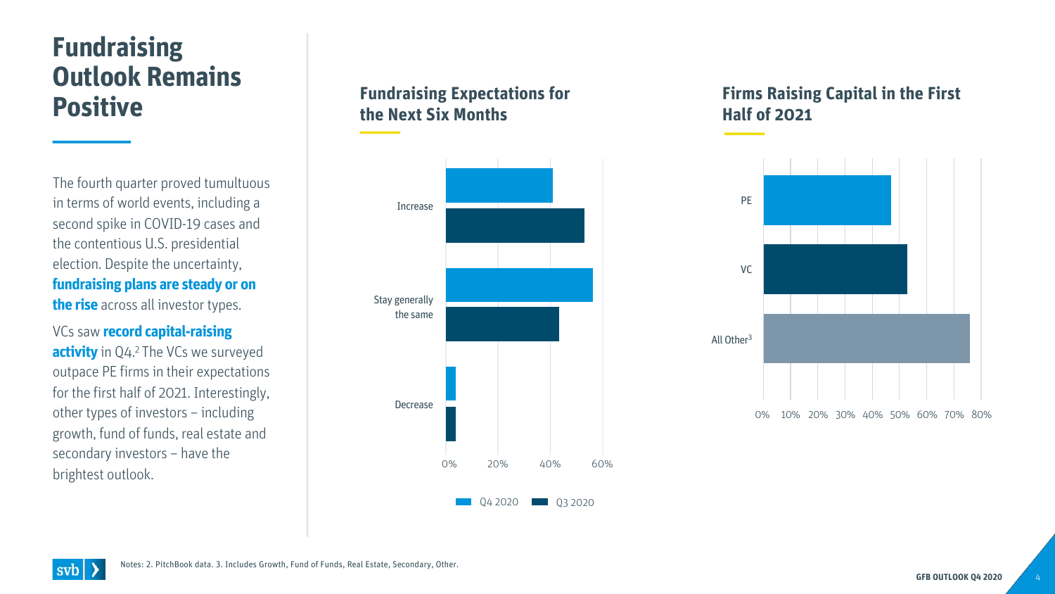# Fundraising Outlook Remains Positive

The fourth quarter proved tumultuous in terms of world events, including a second spike in COVID-19 cases and the contentious U.S. presidential election. Despite the uncertainty, **fundraising plans are steady or on the rise** across all investor types.

VCs saw **record capital-raising activity** in Q4.[2] The VCs we surveyed outpace PE firms in their expectations for the first half of 2021. Interestingly, other types of investors – including growth, fund of funds, real estate and secondary investors – have the brightest outlook.

## Fundraising Expectations for the Next Six Months

Increase

Stay generally the same

Decrease

0% 20% 40% 60%

Q4 2020 Q3 2020

## Firms Raising Capital in the First Half of 2021

PE

VC

All Other[3]

0% 10% 20% 30% 40% 50% 60% 70% 80%

Notes: 2. PitchBook data. 3. Includes Growth, Fund of Funds, Real Estate, Secondary, Other.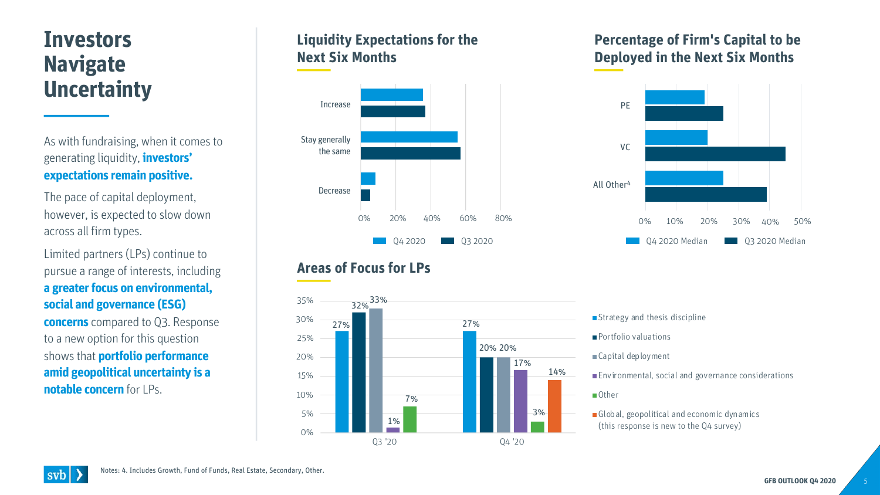# Investors Navigate Uncertainty

As with fundraising, when it comes to generating liquidity, **investors' expectations remain positive.**

The pace of capital deployment, however, is expected to slow down across all firm types.

Limited partners (LPs) continue to pursue a range of interests, including **a greater focus on environmental, social and governance (ESG) concerns** compared to Q3. Response to a new option for this question shows that **portfolio performance amid geopolitical uncertainty is a notable concern** for LPs.

## Liquidity Expectations for the Next Six Months

Categories: Increase; Stay generally the same; Decrease

Axis: 0%, 20%, 40%, 60%, 80%

Legend: Q4 2020, Q3 2020

## Percentage of Firm's Capital to be Deployed in the Next Six Months

Categories: PE; VC; All Other[4]

Axis: 0%, 10%, 20%, 30%, 40%, 50%

Legend: Q4 2020 Median, Q3 2020 Median

## Areas of Focus for LPs

| | Q3 '20 | Q4 '20 |
|---|---|---|
| Strategy and thesis discipline | 27% | 27% |
| Portfolio valuations | 32% | 20% |
| Capital deployment | 33% | 20% |
| Environmental, social and governance considerations | 1% | 17% |
| Other | 7% | 3% |
| Global, geopolitical and economic dynamics (this response is new to the Q4 survey) | | 14% |

Notes: 4. Includes Growth, Fund of Funds, Real Estate, Secondary, Other.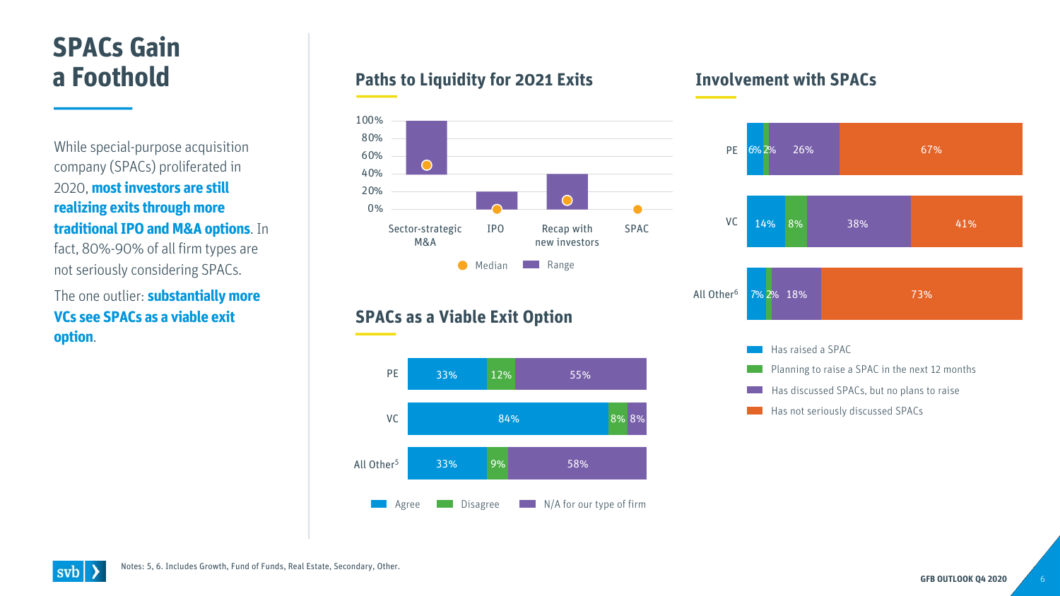# SPACs Gain a Foothold

While special-purpose acquisition company (SPACs) proliferated in 2020, **most investors are still realizing exits through more traditional IPO and M&A options**. In fact, 80%-90% of all firm types are not seriously considering SPACs.

The one outlier: **substantially more VCs see SPACs as a viable exit option**.

## Paths to Liquidity for 2021 Exits

| Path | Range | Median |
|---|---|---|
| Sector-strategic M&A | 40%–100% | ~50% |
| IPO | 0%–20% | 0% |
| Recap with new investors | 0%–40% | ~10% |
| SPAC | — | 0% |

## SPACs as a Viable Exit Option

| | Agree | Disagree | N/A for our type of firm |
|---|---|---|---|
| PE | 33% | 12% | 55% |
| VC | 84% | 8% | 8% |
| All Other[5] | 33% | 9% | 58% |

## Involvement with SPACs

| | Has raised a SPAC | Planning to raise a SPAC in the next 12 months | Has discussed SPACs, but no plans to raise | Has not seriously discussed SPACs |
|---|---|---|---|---|
| PE | 6% | 2% | 26% | 67% |
| VC | 14% | 8% | 38% | 41% |
| All Other[6] | 7% | 2% | 18% | 73% |

Notes: 5, 6. Includes Growth, Fund of Funds, Real Estate, Secondary, Other.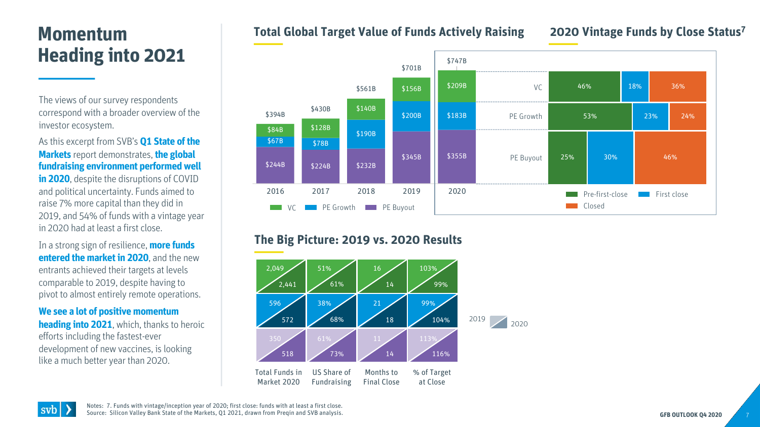# Momentum Heading into 2021

The views of our survey respondents correspond with a broader overview of the investor ecosystem.

As this excerpt from SVB's **Q1 State of the Markets** report demonstrates, **the global fundraising environment performed well in 2020**, despite the disruptions of COVID and political uncertainty. Funds aimed to raise 7% more capital than they did in 2019, and 54% of funds with a vintage year in 2020 had at least a first close.

In a strong sign of resilience, **more funds entered the market in 2020**, and the new entrants achieved their targets at levels comparable to 2019, despite having to pivot to almost entirely remote operations.

**We see a lot of positive momentum heading into 2021**, which, thanks to heroic efforts including the fastest-ever development of new vaccines, is looking like a much better year than 2020.

## Total Global Target Value of Funds Actively Raising

| | 2016 | 2017 | 2018 | 2019 | 2020 |
|---|---|---|---|---|---|
| VC | $84B | $128B | $140B | $156B | $209B |
| PE Growth | $67B | $78B | $190B | $200B | $183B |
| PE Buyout | $244B | $224B | $232B | $345B | $355B |
| Total | $394B | $430B | $561B | $701B | $747B |

## 2020 Vintage Funds by Close Status[7]

| | Pre-first-close | First close | Closed |
|---|---|---|---|
| VC | 46% | 18% | 36% |
| PE Growth | 53% | 23% | 24% |
| PE Buyout | 25% | 30% | 46% |

## The Big Picture: 2019 vs. 2020 Results

| | Total Funds in Market 2020 (2019 / 2020) | US Share of Fundraising (2019 / 2020) | Months to Final Close (2019 / 2020) | % of Target at Close (2019 / 2020) |
|---|---|---|---|---|
| VC | 2,049 / 2,441 | 51% / 61% | 16 / 14 | 103% / 99% |
| PE Growth | 596 / 572 | 38% / 68% | 21 / 18 | 99% / 104% |
| PE Buyout | 350 / 518 | 61% / 73% | 11 / 14 | 113% / 116% |

Notes: 7. Funds with vintage/inception year of 2020; first close: funds with at least a first close.
Source: Silicon Valley Bank State of the Markets, Q1 2021, drawn from Preqin and SVB analysis.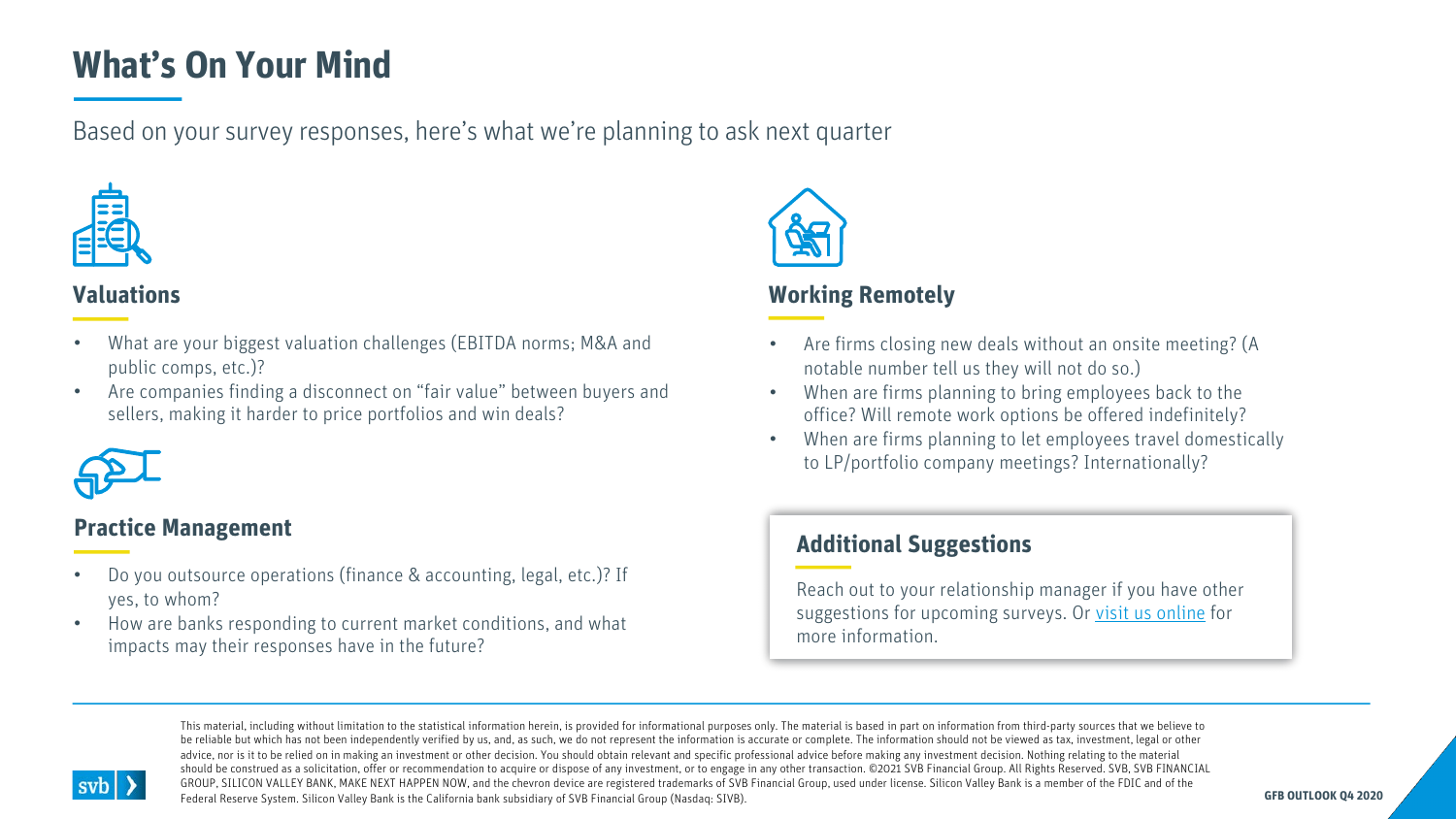# What's On Your Mind

Based on your survey responses, here's what we're planning to ask next quarter

## Valuations

- What are your biggest valuation challenges (EBITDA norms; M&A and public comps, etc.)?
- Are companies finding a disconnect on "fair value" between buyers and sellers, making it harder to price portfolios and win deals?

## Practice Management

- Do you outsource operations (finance & accounting, legal, etc.)? If yes, to whom?
- How are banks responding to current market conditions, and what impacts may their responses have in the future?

## Working Remotely

- Are firms closing new deals without an onsite meeting? (A notable number tell us they will not do so.)
- When are firms planning to bring employees back to the office? Will remote work options be offered indefinitely?
- When are firms planning to let employees travel domestically to LP/portfolio company meetings? Internationally?

## Additional Suggestions

Reach out to your relationship manager if you have other suggestions for upcoming surveys. Or visit us online for more information.

This material, including without limitation to the statistical information herein, is provided for informational purposes only. The material is based in part on information from third-party sources that we believe to be reliable but which has not been independently verified by us, and, as such, we do not represent the information is accurate or complete. The information should not be viewed as tax, investment, legal or other advice, nor is it to be relied on in making an investment or other decision. You should obtain relevant and specific professional advice before making any investment decision. Nothing relating to the material should be construed as a solicitation, offer or recommendation to acquire or dispose of any investment, or to engage in any other transaction. ©2021 SVB Financial Group. All Rights Reserved. SVB, SVB FINANCIAL GROUP, SILICON VALLEY BANK, MAKE NEXT HAPPEN NOW, and the chevron device are registered trademarks of SVB Financial Group, used under license. Silicon Valley Bank is a member of the FDIC and of the Federal Reserve System. Silicon Valley Bank is the California bank subsidiary of SVB Financial Group (Nasdaq: SIVB).